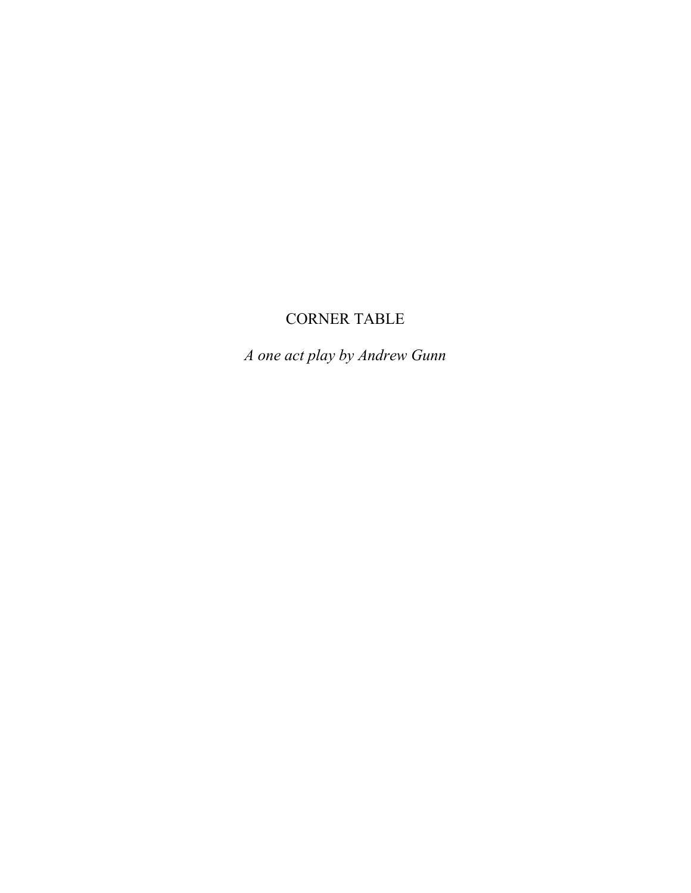# CORNER TABLE

*A one act play by Andrew Gunn*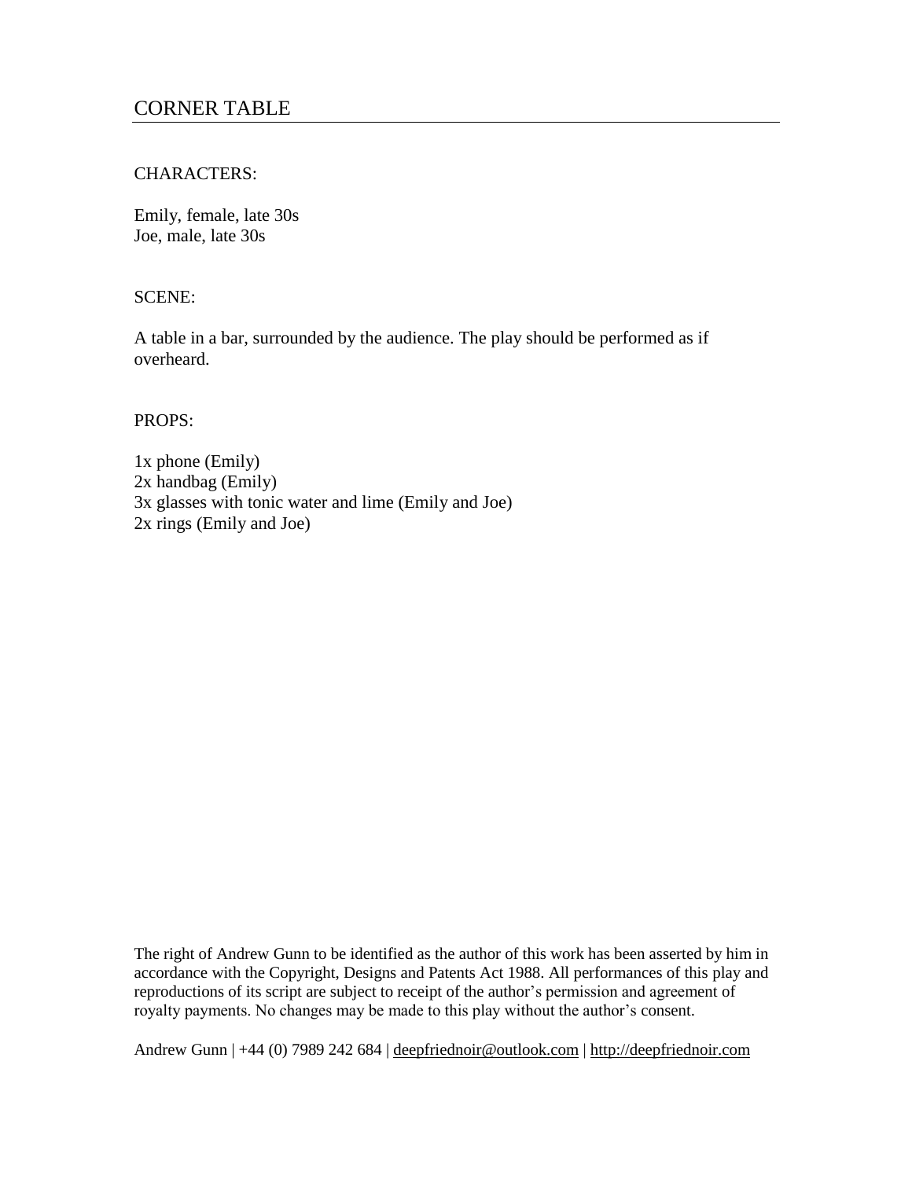# CORNER TABLE

CHARACTERS:

Emily, female, late 30s
Joe, male, late 30s

SCENE:

A table in a bar, surrounded by the audience. The play should be performed as if overheard.

PROPS:

1x phone (Emily)
2x handbag (Emily)
3x glasses with tonic water and lime (Emily and Joe)
2x rings (Emily and Joe)

The right of Andrew Gunn to be identified as the author of this work has been asserted by him in accordance with the Copyright, Designs and Patents Act 1988. All performances of this play and reproductions of its script are subject to receipt of the author's permission and agreement of royalty payments. No changes may be made to this play without the author's consent.

Andrew Gunn | +44 (0) 7989 242 684 | deepfriednoir@outlook.com | http://deepfriednoir.com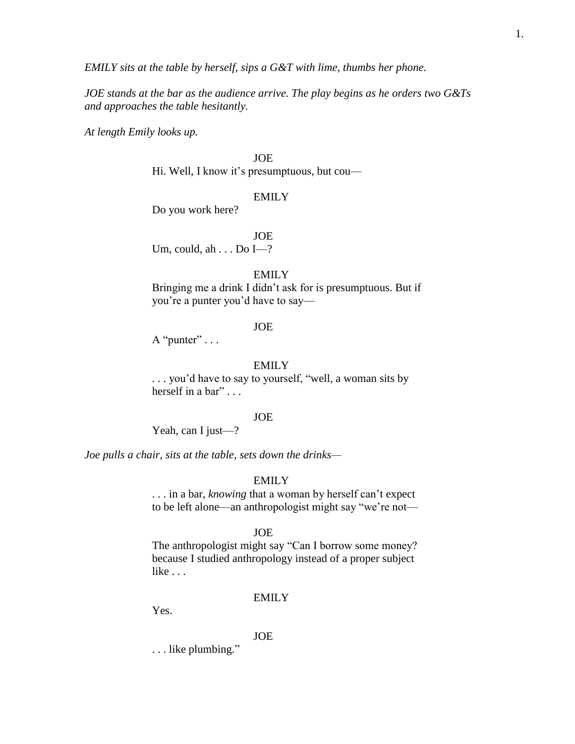*EMILY sits at the table by herself, sips a G&T with lime, thumbs her phone.*

*JOE stands at the bar as the audience arrive. The play begins as he orders two G&Ts and approaches the table hesitantly.*

*At length Emily looks up.*

JOE
Hi. Well, I know it's presumptuous, but cou—

EMILY
Do you work here?

JOE
Um, could, ah . . . Do I—?

EMILY
Bringing me a drink I didn't ask for is presumptuous. But if you're a punter you'd have to say—

JOE
A "punter" . . .

EMILY
. . . you'd have to say to yourself, "well, a woman sits by herself in a bar" . . .

JOE
Yeah, can I just—?

*Joe pulls a chair, sits at the table, sets down the drinks—*

EMILY
. . . in a bar, *knowing* that a woman by herself can't expect to be left alone—an anthropologist might say "we're not—

JOE
The anthropologist might say "Can I borrow some money? because I studied anthropology instead of a proper subject like . . .

EMILY
Yes.

JOE
. . . like plumbing."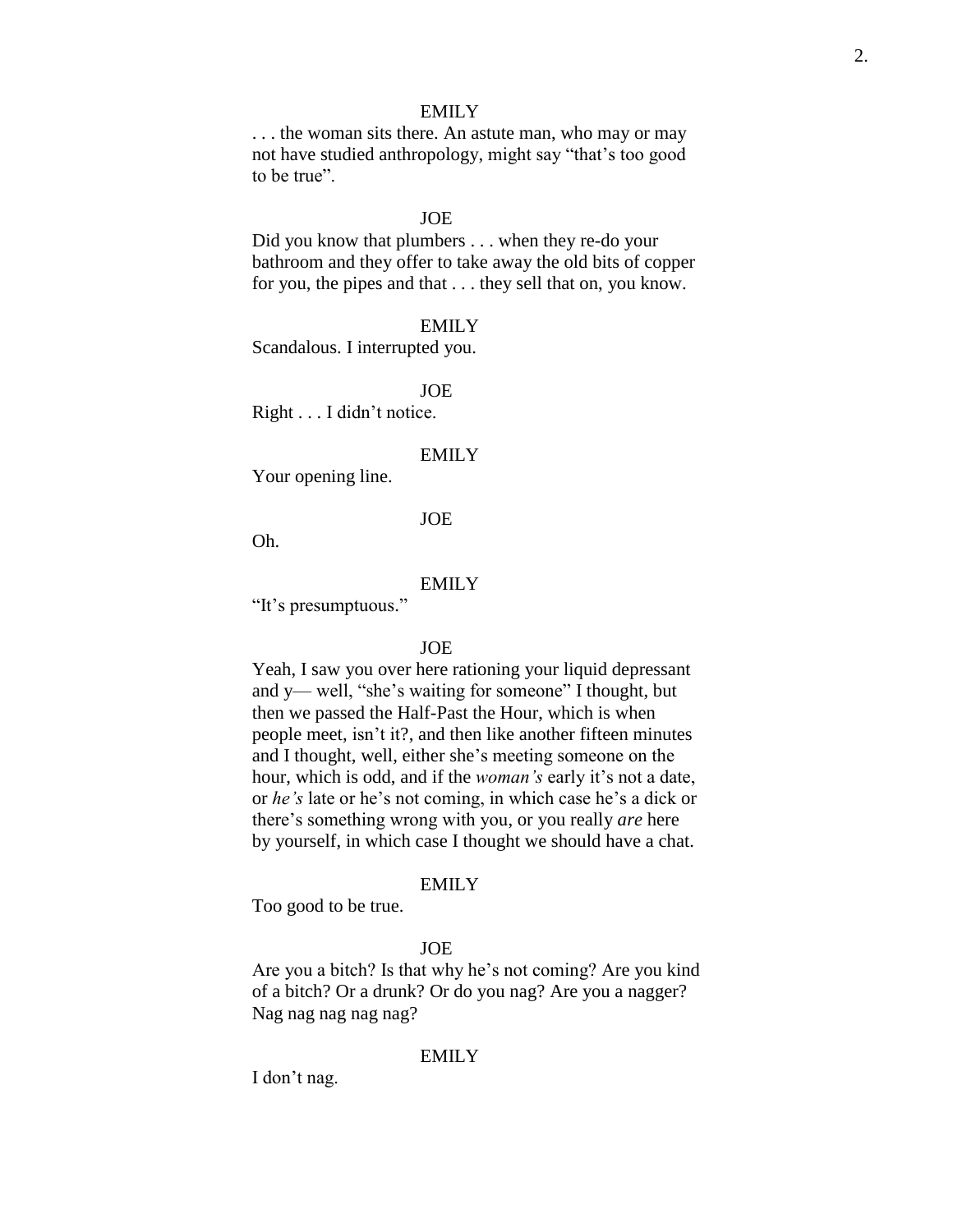EMILY

. . . the woman sits there. An astute man, who may or may not have studied anthropology, might say "that's too good to be true".

JOE

Did you know that plumbers . . . when they re-do your bathroom and they offer to take away the old bits of copper for you, the pipes and that . . . they sell that on, you know.

EMILY

Scandalous. I interrupted you.

JOE

Right . . . I didn't notice.

EMILY

Your opening line.

JOE

Oh.

EMILY

"It's presumptuous."

JOE

Yeah, I saw you over here rationing your liquid depressant and y— well, "she's waiting for someone" I thought, but then we passed the Half-Past the Hour, which is when people meet, isn't it?, and then like another fifteen minutes and I thought, well, either she's meeting someone on the hour, which is odd, and if the *woman's* early it's not a date, or *he's* late or he's not coming, in which case he's a dick or there's something wrong with you, or you really *are* here by yourself, in which case I thought we should have a chat.

EMILY

Too good to be true.

JOE

Are you a bitch? Is that why he's not coming? Are you kind of a bitch? Or a drunk? Or do you nag? Are you a nagger? Nag nag nag nag nag?

EMILY

I don't nag.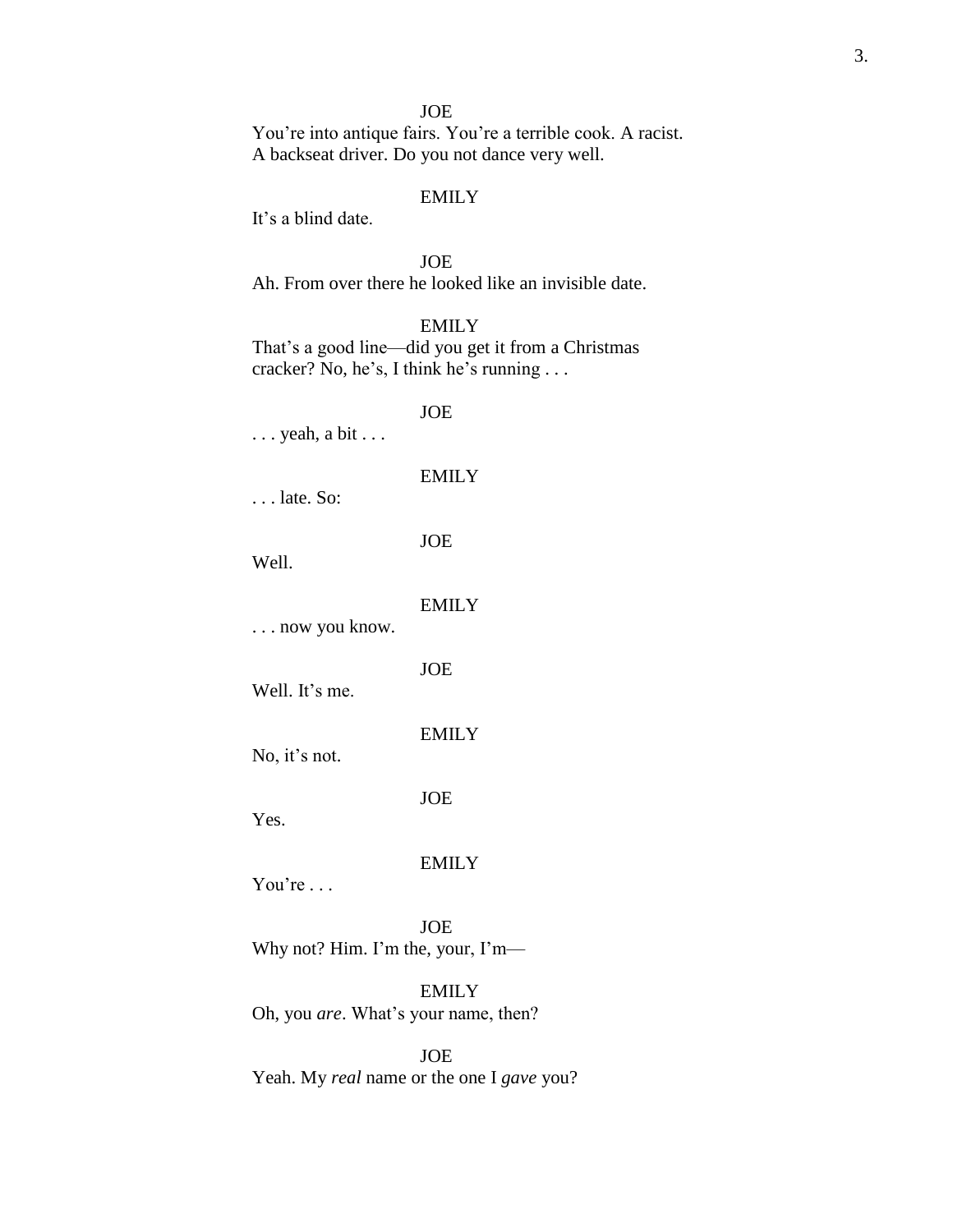JOE

You're into antique fairs. You're a terrible cook. A racist. A backseat driver. Do you not dance very well.

EMILY

It's a blind date.

JOE

Ah. From over there he looked like an invisible date.

EMILY

That's a good line—did you get it from a Christmas cracker? No, he's, I think he's running . . .

JOE

. . . yeah, a bit . . .

EMILY

. . . late. So:

JOE

Well.

EMILY

. . . now you know.

JOE

Well. It's me.

EMILY

No, it's not.

JOE

Yes.

EMILY

You're . . .

JOE

Why not? Him. I'm the, your, I'm—

EMILY

Oh, you *are*. What's your name, then?

JOE

Yeah. My *real* name or the one I *gave* you?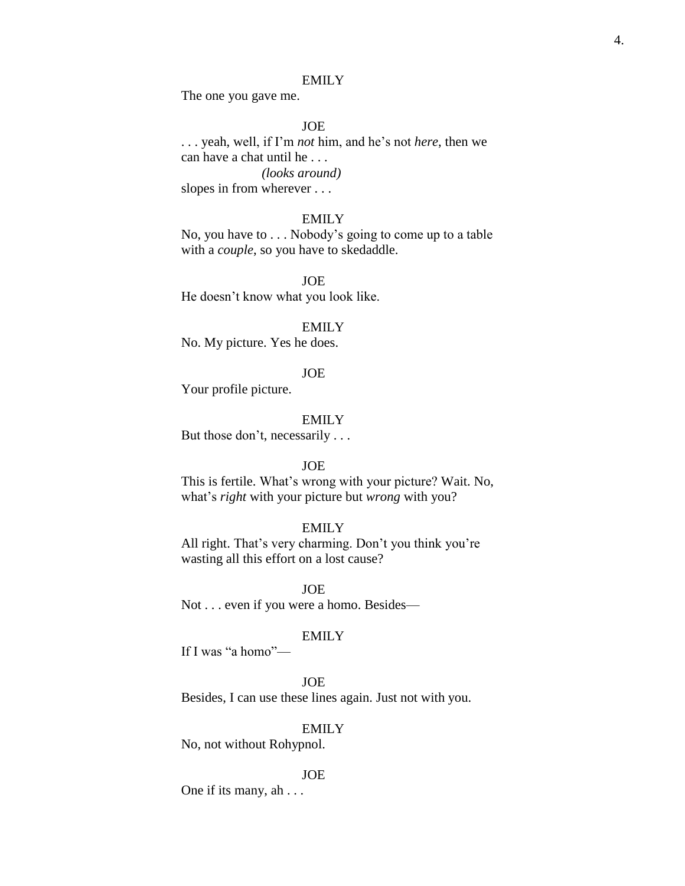EMILY

The one you gave me.

JOE

. . . yeah, well, if I'm *not* him, and he's not *here*, then we can have a chat until he . . .

*(looks around)*

slopes in from wherever . . .

EMILY

No, you have to . . . Nobody's going to come up to a table with a *couple*, so you have to skedaddle.

JOE

He doesn't know what you look like.

EMILY

No. My picture. Yes he does.

JOE

Your profile picture.

EMILY

But those don't, necessarily . . .

JOE

This is fertile. What's wrong with your picture? Wait. No, what's *right* with your picture but *wrong* with you?

EMILY

All right. That's very charming. Don't you think you're wasting all this effort on a lost cause?

JOE

Not . . . even if you were a homo. Besides—

EMILY

If I was "a homo"—

JOE

Besides, I can use these lines again. Just not with you.

EMILY

No, not without Rohypnol.

JOE

One if its many, ah . . .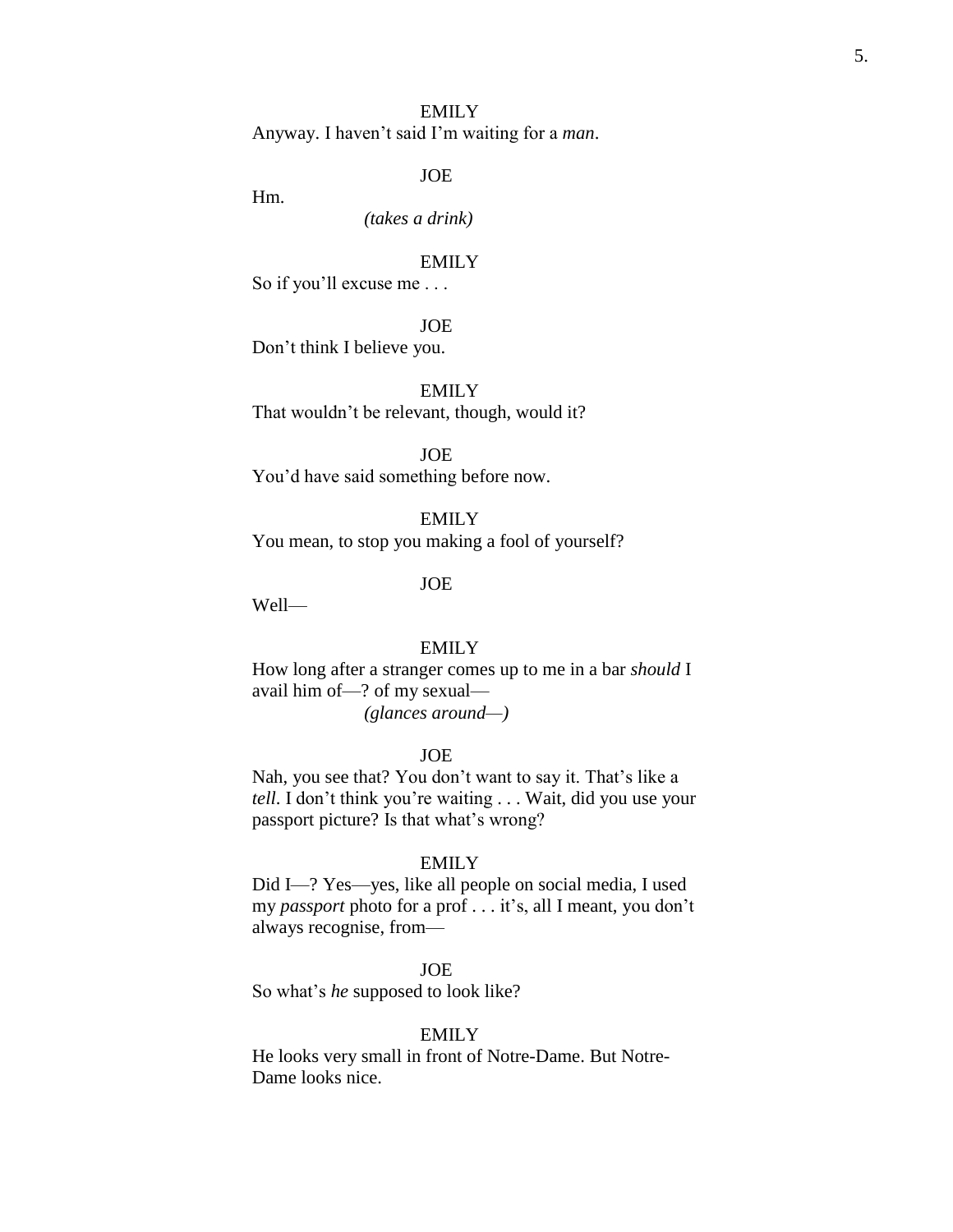EMILY

Anyway. I haven't said I'm waiting for a *man*.

JOE

Hm.

*(takes a drink)*

EMILY

So if you'll excuse me . . .

JOE

Don't think I believe you.

EMILY

That wouldn't be relevant, though, would it?

JOE

You'd have said something before now.

EMILY

You mean, to stop you making a fool of yourself?

JOE

Well—

EMILY

How long after a stranger comes up to me in a bar *should* I avail him of—? of my sexual—

*(glances around—)*

JOE

Nah, you see that? You don't want to say it. That's like a *tell*. I don't think you're waiting . . . Wait, did you use your passport picture? Is that what's wrong?

EMILY

Did I—? Yes—yes, like all people on social media, I used my *passport* photo for a prof . . . it's, all I meant, you don't always recognise, from—

JOE

So what's *he* supposed to look like?

EMILY

He looks very small in front of Notre-Dame. But Notre-Dame looks nice.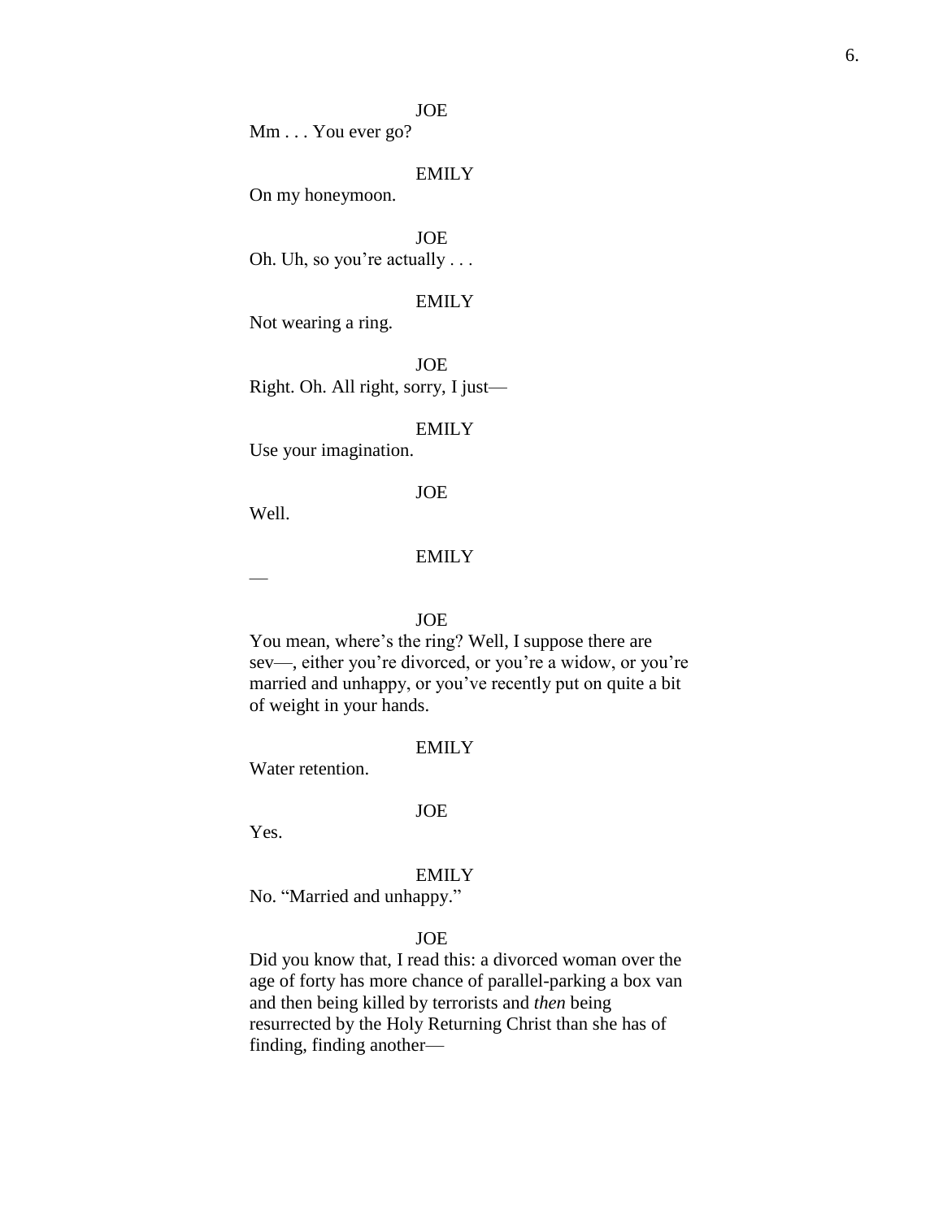JOE

Mm . . . You ever go?

EMILY

On my honeymoon.

JOE

Oh. Uh, so you're actually . . .

EMILY

Not wearing a ring.

JOE

Right. Oh. All right, sorry, I just—

EMILY

Use your imagination.

JOE

Well.

EMILY

—

JOE

You mean, where's the ring? Well, I suppose there are sev—, either you're divorced, or you're a widow, or you're married and unhappy, or you've recently put on quite a bit of weight in your hands.

EMILY

Water retention.

JOE

Yes.

EMILY

No. "Married and unhappy."

JOE

Did you know that, I read this: a divorced woman over the age of forty has more chance of parallel-parking a box van and then being killed by terrorists and *then* being resurrected by the Holy Returning Christ than she has of finding, finding another—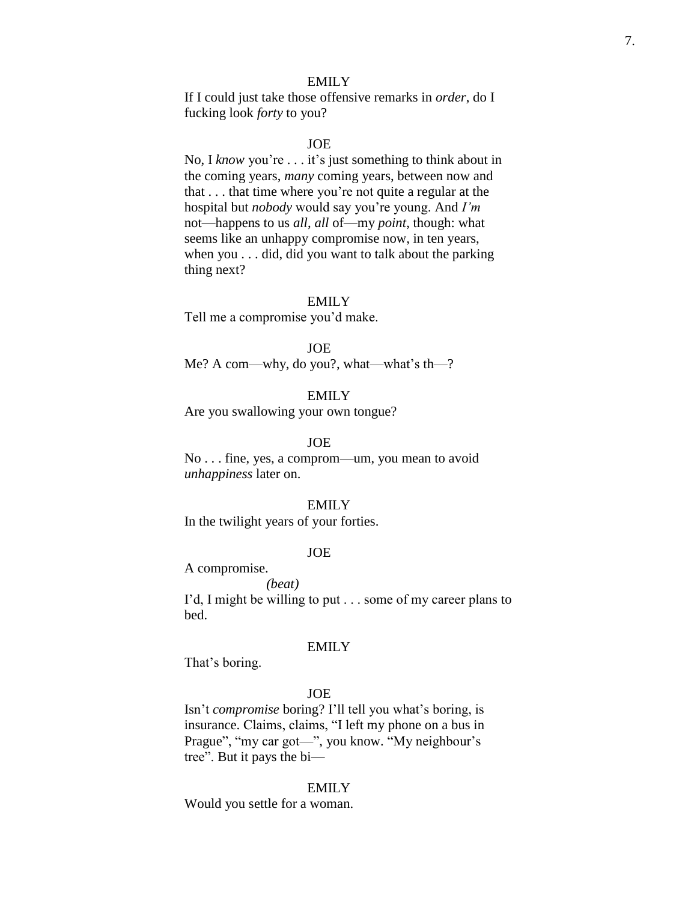EMILY

If I could just take those offensive remarks in *order*, do I fucking look *forty* to you?

JOE

No, I *know* you're . . . it's just something to think about in the coming years, *many* coming years, between now and that . . . that time where you're not quite a regular at the hospital but *nobody* would say you're young. And *I'm* not—happens to us *all*, *all* of—my *point*, though: what seems like an unhappy compromise now, in ten years, when you . . . did, did you want to talk about the parking thing next?

EMILY

Tell me a compromise you'd make.

JOE

Me? A com—why, do you?, what—what's th—?

EMILY

Are you swallowing your own tongue?

JOE

No . . . fine, yes, a comprom—um, you mean to avoid *unhappiness* later on.

EMILY

In the twilight years of your forties.

JOE

A compromise.

*(beat)*

I'd, I might be willing to put . . . some of my career plans to bed.

EMILY

That's boring.

JOE

Isn't *compromise* boring? I'll tell you what's boring, is insurance. Claims, claims, "I left my phone on a bus in Prague", "my car got—", you know. "My neighbour's tree". But it pays the bi—

EMILY

Would you settle for a woman.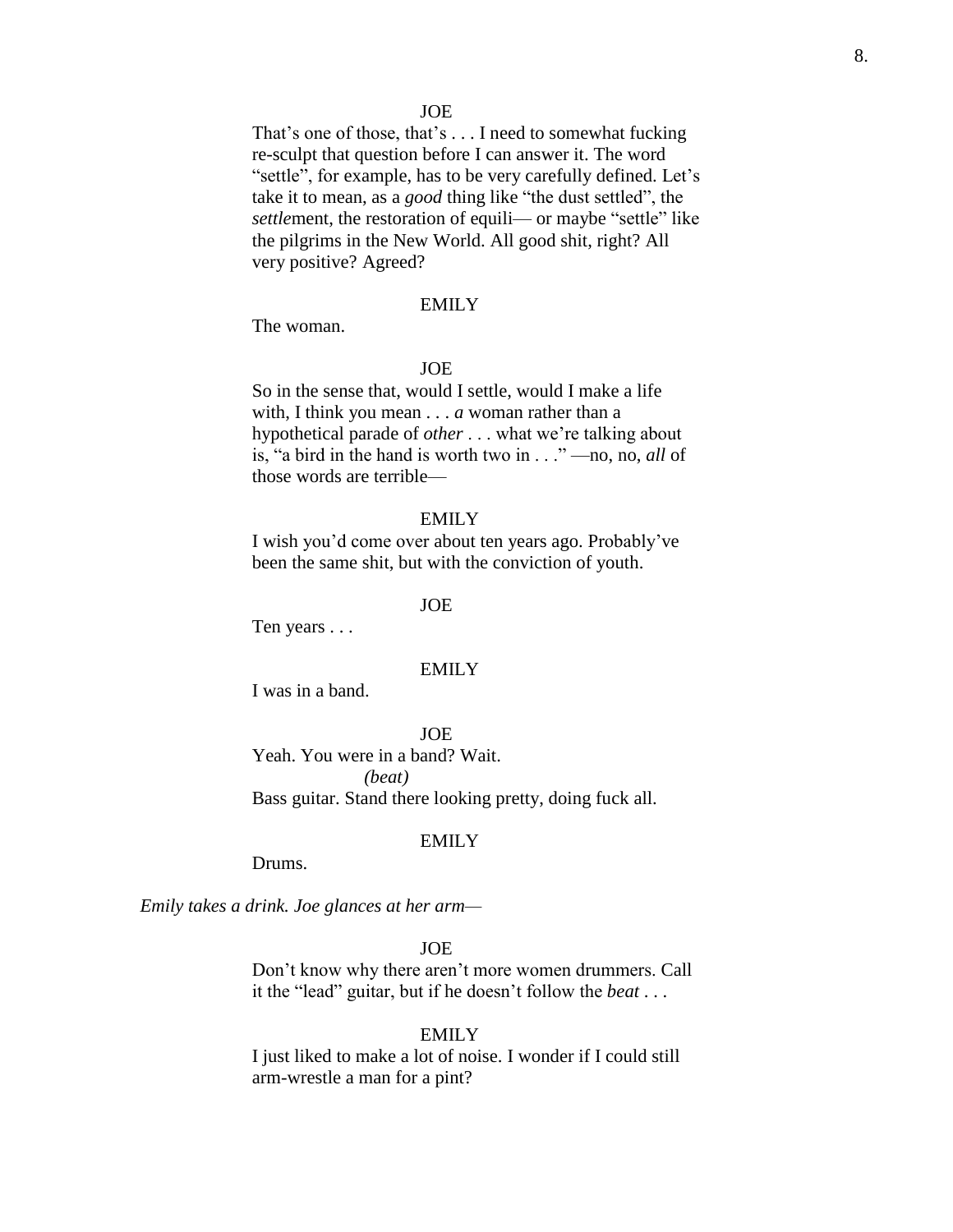JOE

That's one of those, that's . . . I need to somewhat fucking re-sculpt that question before I can answer it. The word "settle", for example, has to be very carefully defined. Let's take it to mean, as a *good* thing like "the dust settled", the *settle*ment, the restoration of equili— or maybe "settle" like the pilgrims in the New World. All good shit, right? All very positive? Agreed?

EMILY

The woman.

JOE

So in the sense that, would I settle, would I make a life with, I think you mean . . . *a* woman rather than a hypothetical parade of *other* . . . what we're talking about is, "a bird in the hand is worth two in . . ." —no, no, *all* of those words are terrible—

EMILY

I wish you'd come over about ten years ago. Probably've been the same shit, but with the conviction of youth.

JOE

Ten years . . .

EMILY

I was in a band.

JOE

Yeah. You were in a band? Wait.

*(beat)*

Bass guitar. Stand there looking pretty, doing fuck all.

EMILY

Drums.

*Emily takes a drink. Joe glances at her arm—*

JOE

Don't know why there aren't more women drummers. Call it the "lead" guitar, but if he doesn't follow the *beat* . . .

EMILY

I just liked to make a lot of noise. I wonder if I could still arm-wrestle a man for a pint?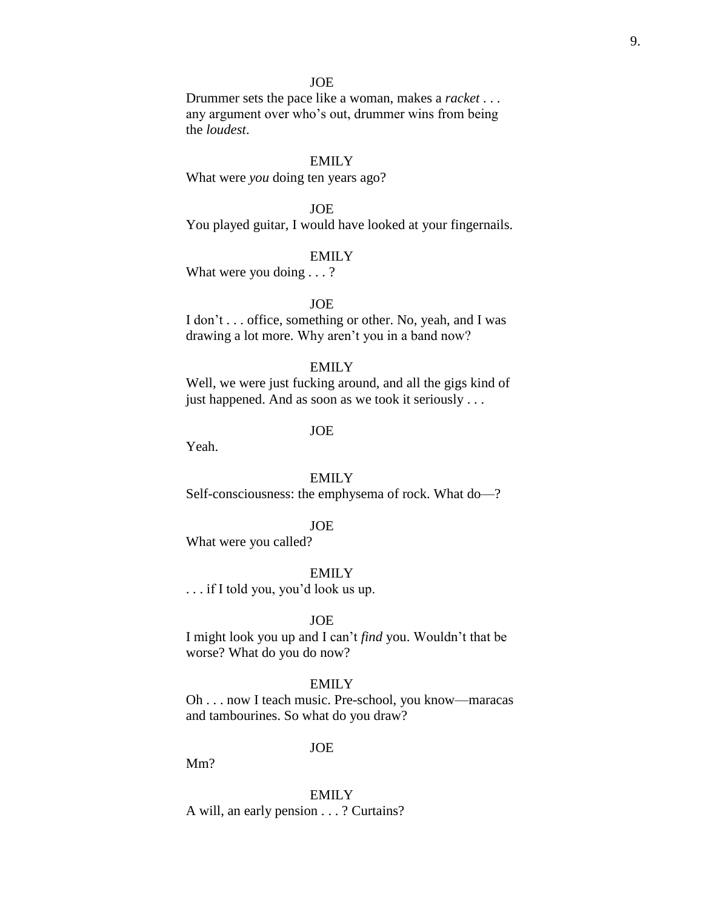JOE

Drummer sets the pace like a woman, makes a *racket* . . . any argument over who's out, drummer wins from being the *loudest*.

EMILY

What were *you* doing ten years ago?

JOE

You played guitar, I would have looked at your fingernails.

EMILY

What were you doing . . . ?

JOE

I don't . . . office, something or other. No, yeah, and I was drawing a lot more. Why aren't you in a band now?

EMILY

Well, we were just fucking around, and all the gigs kind of just happened. And as soon as we took it seriously . . .

JOE

Yeah.

EMILY

Self-consciousness: the emphysema of rock. What do—?

JOE

What were you called?

EMILY

. . . if I told you, you'd look us up.

JOE

I might look you up and I can't *find* you. Wouldn't that be worse? What do you do now?

EMILY

Oh . . . now I teach music. Pre-school, you know—maracas and tambourines. So what do you draw?

JOE

Mm?

EMILY

A will, an early pension . . . ? Curtains?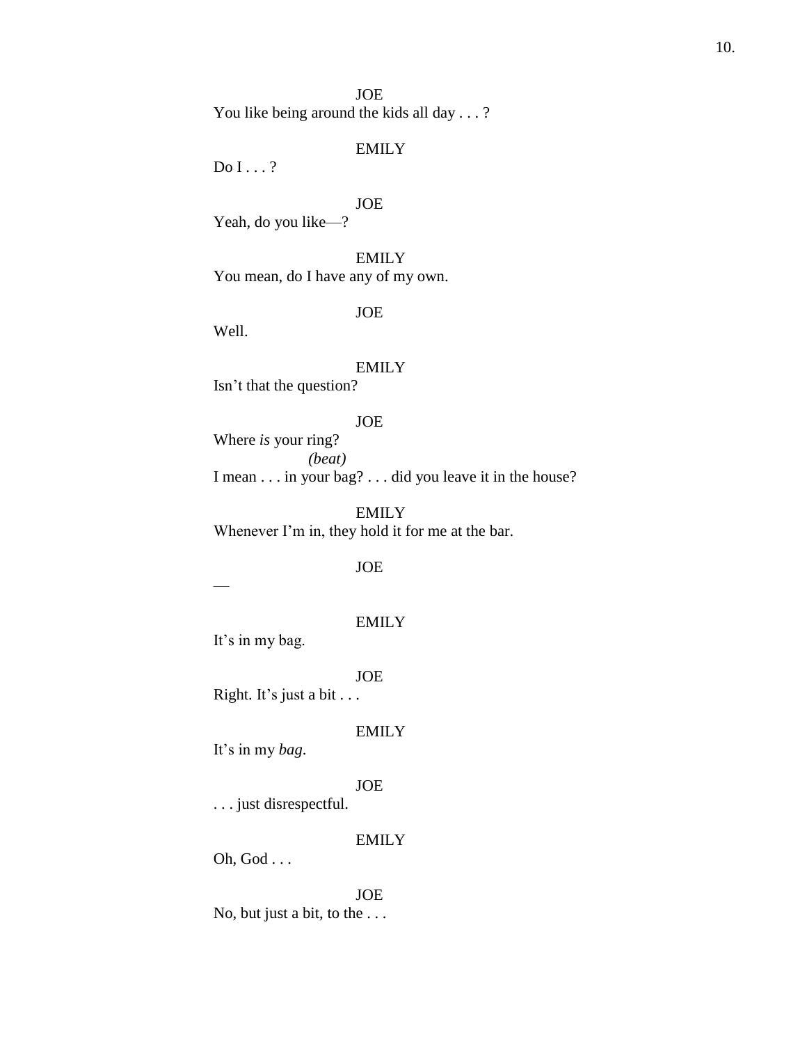JOE

You like being around the kids all day . . . ?

EMILY

Do I . . . ?

JOE

Yeah, do you like—?

EMILY

You mean, do I have any of my own.

JOE

Well.

EMILY

Isn't that the question?

JOE

Where *is* your ring?

*(beat)*

I mean . . . in your bag? . . . did you leave it in the house?

EMILY

Whenever I'm in, they hold it for me at the bar.

JOE

—

EMILY

It's in my bag.

JOE

Right. It's just a bit . . .

EMILY

It's in my *bag*.

JOE

. . . just disrespectful.

EMILY

Oh, God . . .

JOE

No, but just a bit, to the . . .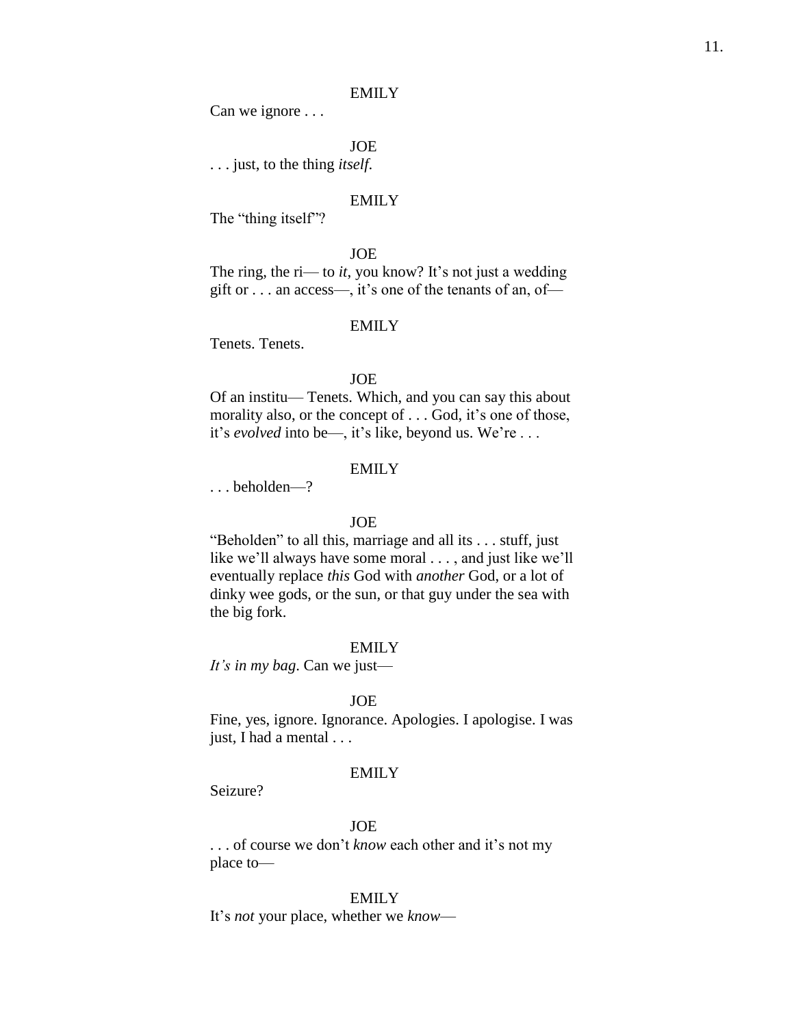EMILY

Can we ignore . . .

JOE

. . . just, to the thing *itself*.

EMILY

The "thing itself"?

JOE

The ring, the ri— to *it*, you know? It's not just a wedding gift or . . . an access—, it's one of the tenants of an, of—

EMILY

Tenets. Tenets.

JOE

Of an institu— Tenets. Which, and you can say this about morality also, or the concept of . . . God, it's one of those, it's *evolved* into be—, it's like, beyond us. We're . . .

EMILY

. . . beholden—?

JOE

"Beholden" to all this, marriage and all its . . . stuff, just like we'll always have some moral . . . , and just like we'll eventually replace *this* God with *another* God, or a lot of dinky wee gods, or the sun, or that guy under the sea with the big fork.

EMILY

*It's in my bag*. Can we just—

JOE

Fine, yes, ignore. Ignorance. Apologies. I apologise. I was just, I had a mental . . .

EMILY

Seizure?

JOE

. . . of course we don't *know* each other and it's not my place to—

EMILY

It's *not* your place, whether we *know*—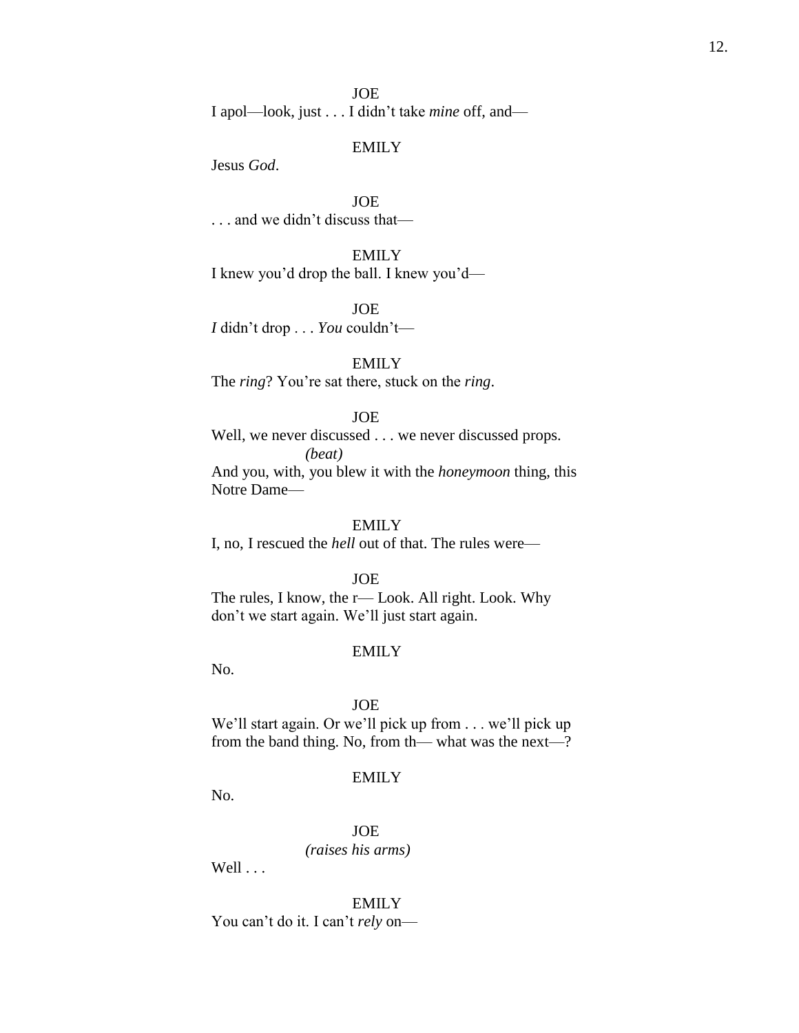JOE

I apol—look, just . . . I didn't take *mine* off, and—

EMILY

Jesus *God*.

JOE

. . . and we didn't discuss that—

EMILY

I knew you'd drop the ball. I knew you'd—

JOE

*I* didn't drop . . . *You* couldn't—

EMILY

The *ring*? You're sat there, stuck on the *ring*.

JOE

Well, we never discussed . . . we never discussed props.

*(beat)*

And you, with, you blew it with the *honeymoon* thing, this Notre Dame—

EMILY

I, no, I rescued the *hell* out of that. The rules were—

JOE

The rules, I know, the r— Look. All right. Look. Why don't we start again. We'll just start again.

EMILY

No.

JOE

We'll start again. Or we'll pick up from . . . we'll pick up from the band thing. No, from th— what was the next—?

EMILY

No.

JOE

*(raises his arms)*

Well . . .

EMILY

You can't do it. I can't *rely* on—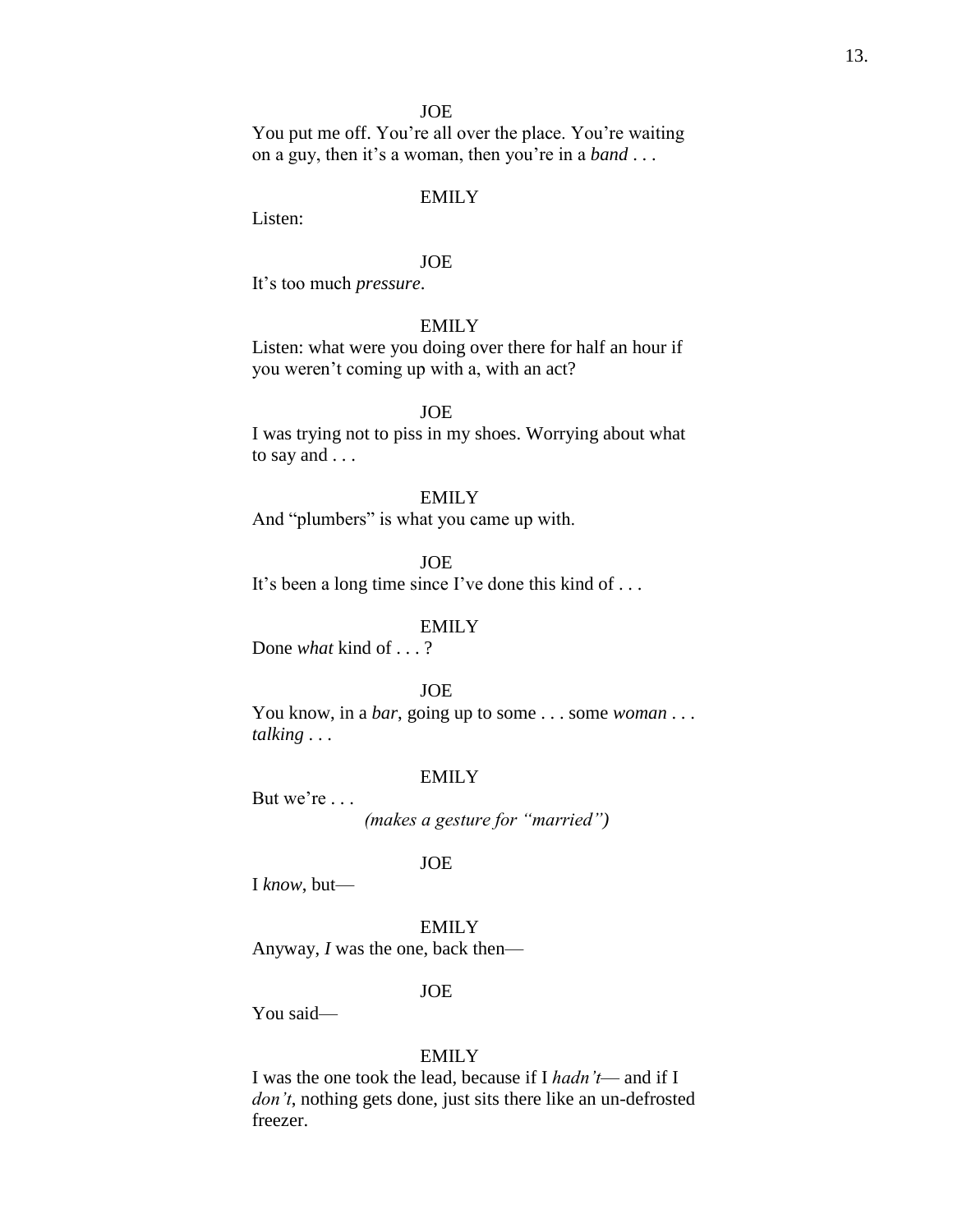JOE

You put me off. You're all over the place. You're waiting on a guy, then it's a woman, then you're in a *band* . . .

EMILY

Listen:

JOE

It's too much *pressure*.

EMILY

Listen: what were you doing over there for half an hour if you weren't coming up with a, with an act?

JOE

I was trying not to piss in my shoes. Worrying about what to say and . . .

EMILY

And "plumbers" is what you came up with.

JOE

It's been a long time since I've done this kind of . . .

EMILY

Done *what* kind of . . . ?

JOE

You know, in a *bar*, going up to some . . . some *woman* . . . *talking* . . .

EMILY

But we're . . .

*(makes a gesture for "married")*

JOE

I *know*, but—

EMILY

Anyway, *I* was the one, back then—

JOE

You said—

EMILY

I was the one took the lead, because if I *hadn't*— and if I *don't*, nothing gets done, just sits there like an un-defrosted freezer.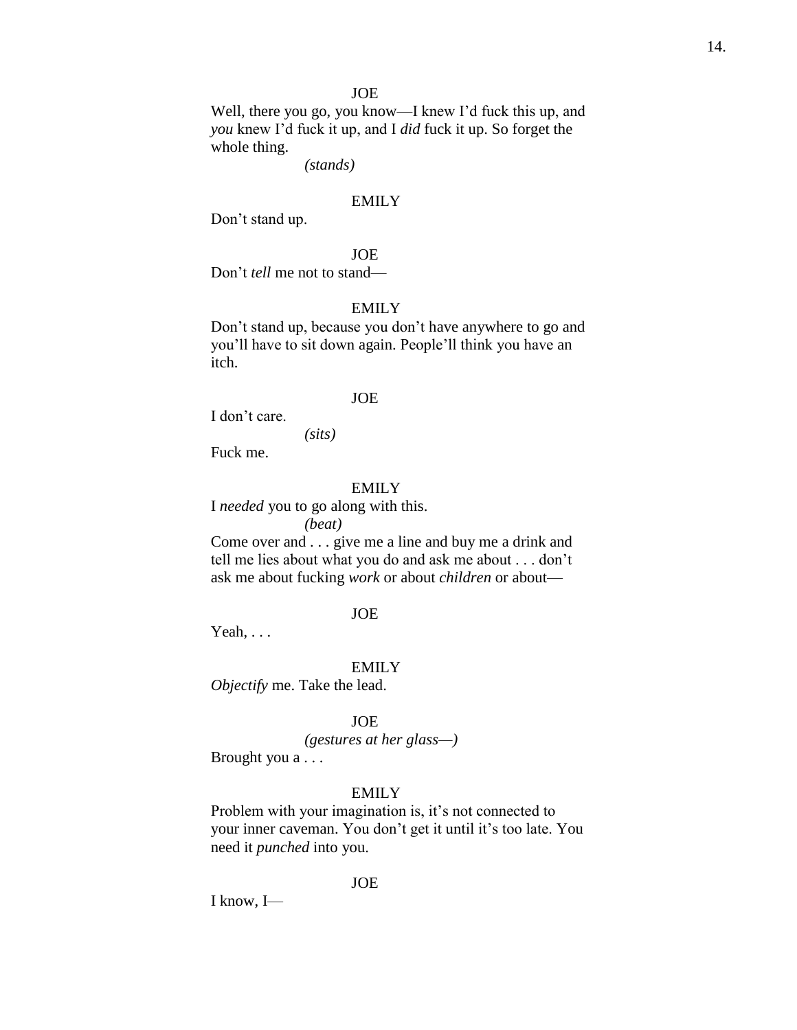JOE

Well, there you go, you know—I knew I'd fuck this up, and *you* knew I'd fuck it up, and I *did* fuck it up. So forget the whole thing.

*(stands)*

EMILY

Don't stand up.

JOE

Don't *tell* me not to stand—

EMILY

Don't stand up, because you don't have anywhere to go and you'll have to sit down again. People'll think you have an itch.

JOE

I don't care.

*(sits)*

Fuck me.

EMILY

I *needed* you to go along with this.

*(beat)*

Come over and . . . give me a line and buy me a drink and tell me lies about what you do and ask me about . . . don't ask me about fucking *work* or about *children* or about—

JOE

Yeah, . . .

EMILY

*Objectify* me. Take the lead.

JOE

*(gestures at her glass—)*

Brought you a . . .

EMILY

Problem with your imagination is, it's not connected to your inner caveman. You don't get it until it's too late. You need it *punched* into you.

JOE

I know, I—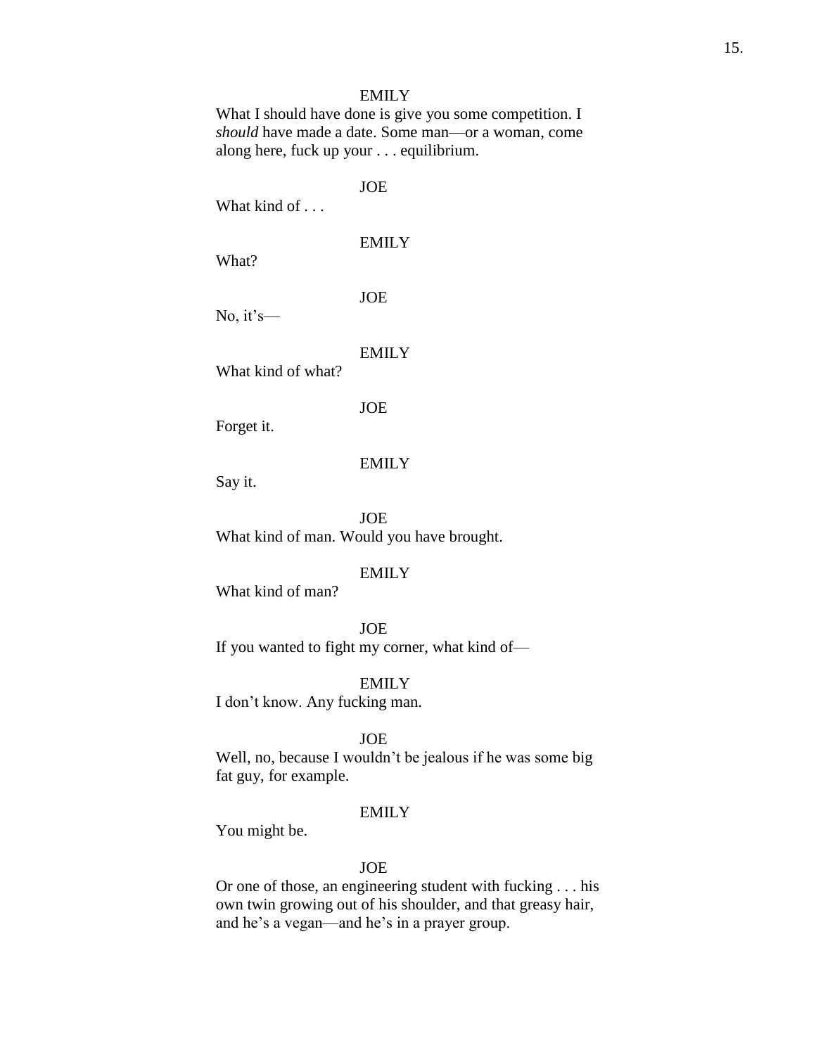EMILY

What I should have done is give you some competition. I *should* have made a date. Some man—or a woman, come along here, fuck up your . . . equilibrium.

JOE

What kind of . . .

EMILY

What?

JOE

No, it's—

EMILY

What kind of what?

JOE

Forget it.

EMILY

Say it.

JOE

What kind of man. Would you have brought.

EMILY

What kind of man?

JOE

If you wanted to fight my corner, what kind of—

EMILY

I don't know. Any fucking man.

JOE

Well, no, because I wouldn't be jealous if he was some big fat guy, for example.

EMILY

You might be.

JOE

Or one of those, an engineering student with fucking . . . his own twin growing out of his shoulder, and that greasy hair, and he's a vegan—and he's in a prayer group.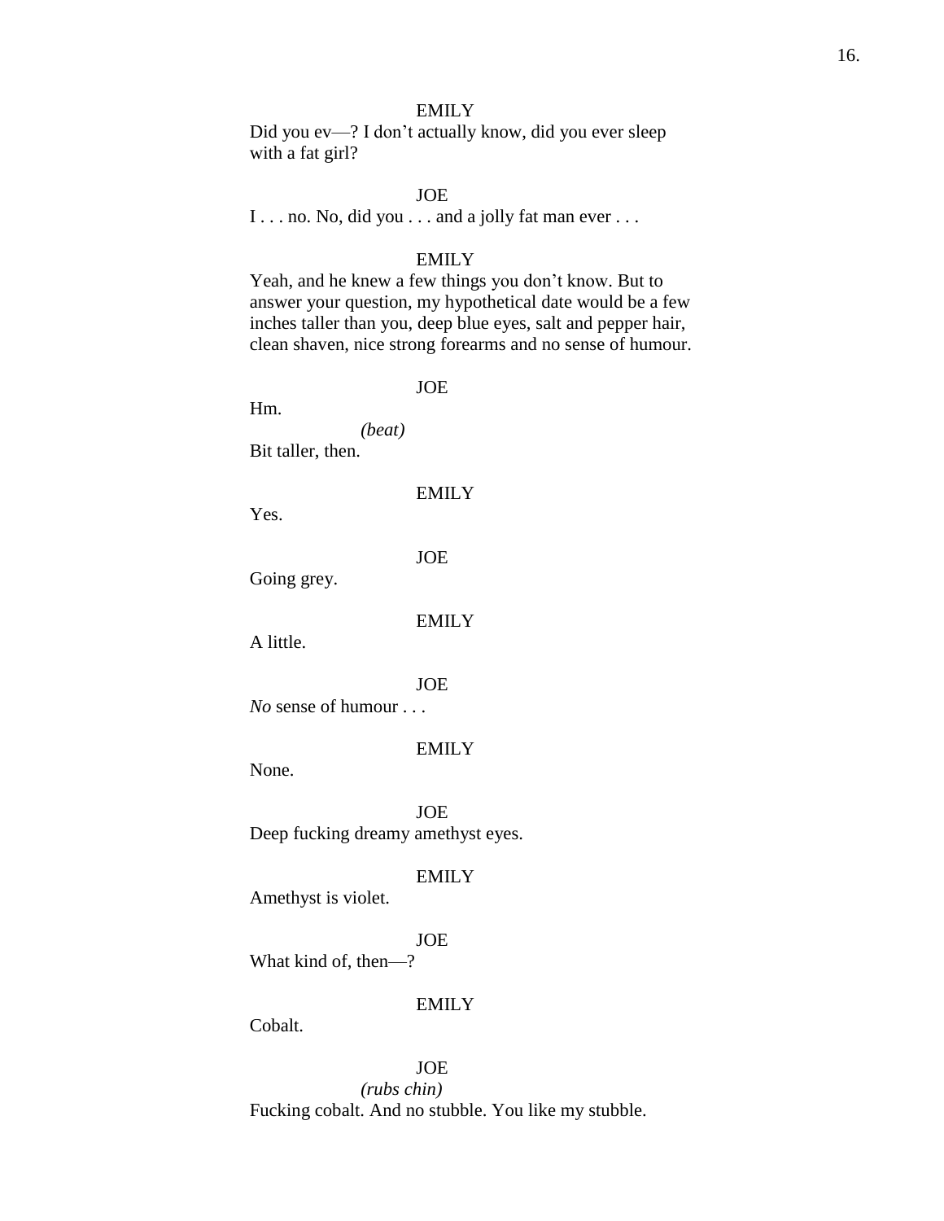EMILY

Did you ev—? I don't actually know, did you ever sleep with a fat girl?

JOE

I . . . no. No, did you . . . and a jolly fat man ever . . .

EMILY

Yeah, and he knew a few things you don't know. But to answer your question, my hypothetical date would be a few inches taller than you, deep blue eyes, salt and pepper hair, clean shaven, nice strong forearms and no sense of humour.

JOE

Hm.

*(beat)*

Bit taller, then.

EMILY

Yes.

JOE

Going grey.

EMILY

A little.

JOE

*No* sense of humour . . .

EMILY

None.

JOE

Deep fucking dreamy amethyst eyes.

EMILY

Amethyst is violet.

JOE

What kind of, then—?

EMILY

Cobalt.

JOE

*(rubs chin)*

Fucking cobalt. And no stubble. You like my stubble.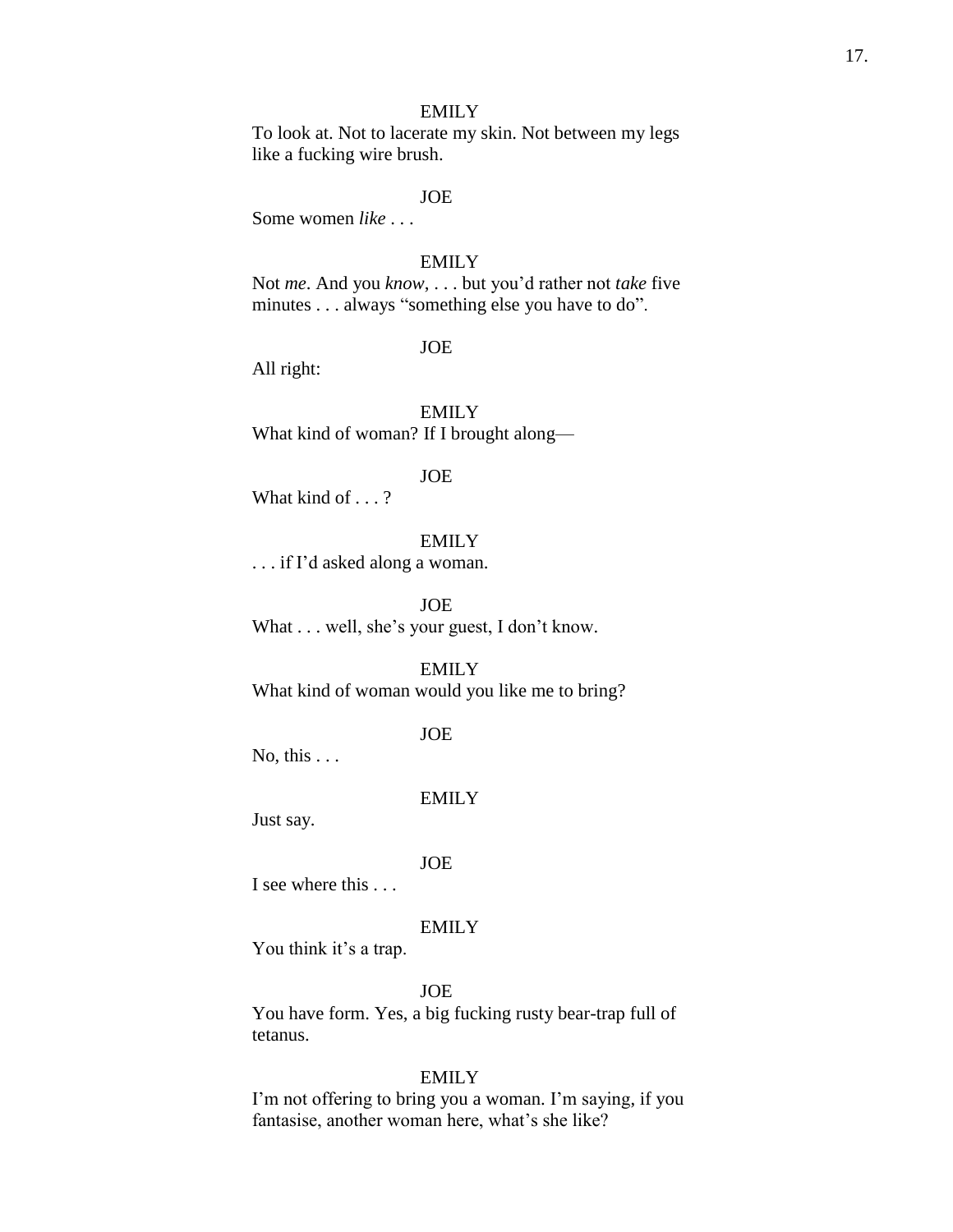EMILY

To look at. Not to lacerate my skin. Not between my legs like a fucking wire brush.

JOE

Some women *like* . . .

EMILY

Not *me*. And you *know*, . . . but you'd rather not *take* five minutes . . . always "something else you have to do".

JOE

All right:

EMILY

What kind of woman? If I brought along—

JOE

What kind of . . . ?

EMILY

. . . if I'd asked along a woman.

JOE

What . . . well, she's your guest, I don't know.

EMILY

What kind of woman would you like me to bring?

JOE

No, this . . .

EMILY

Just say.

JOE

I see where this . . .

EMILY

You think it's a trap.

JOE

You have form. Yes, a big fucking rusty bear-trap full of tetanus.

EMILY

I'm not offering to bring you a woman. I'm saying, if you fantasise, another woman here, what's she like?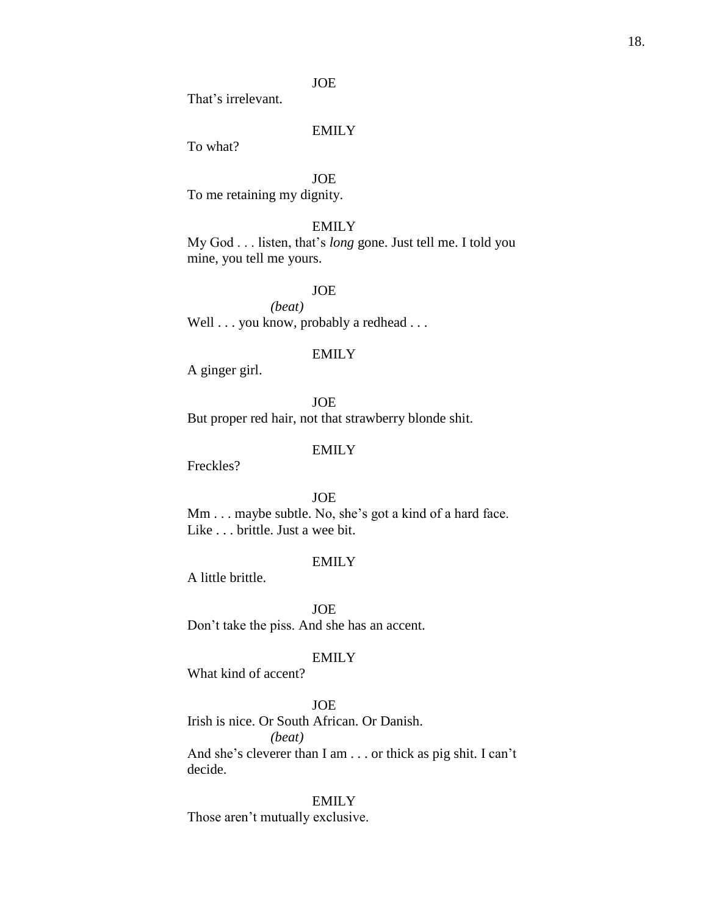JOE

That's irrelevant.

EMILY

To what?

JOE

To me retaining my dignity.

EMILY

My God . . . listen, that's *long* gone. Just tell me. I told you mine, you tell me yours.

JOE

*(beat)*

Well . . . you know, probably a redhead . . .

EMILY

A ginger girl.

JOE

But proper red hair, not that strawberry blonde shit.

EMILY

Freckles?

JOE

Mm . . . maybe subtle. No, she's got a kind of a hard face. Like . . . brittle. Just a wee bit.

EMILY

A little brittle.

JOE

Don't take the piss. And she has an accent.

EMILY

What kind of accent?

JOE

Irish is nice. Or South African. Or Danish.

*(beat)*

And she's cleverer than I am . . . or thick as pig shit. I can't decide.

EMILY

Those aren't mutually exclusive.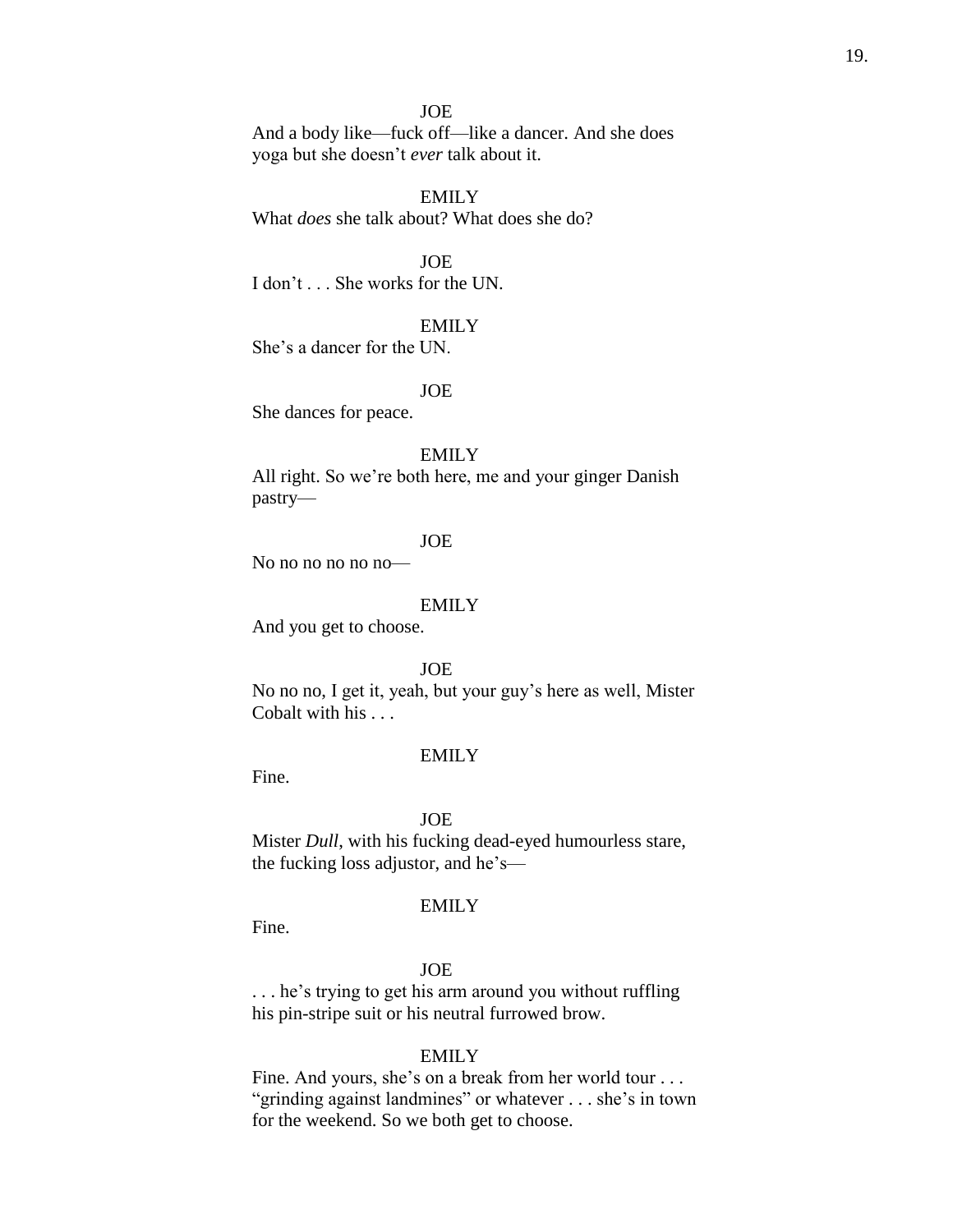JOE

And a body like—fuck off—like a dancer. And she does yoga but she doesn't *ever* talk about it.

EMILY

What *does* she talk about? What does she do?

JOE

I don't . . . She works for the UN.

EMILY

She's a dancer for the UN.

JOE

She dances for peace.

EMILY

All right. So we're both here, me and your ginger Danish pastry—

JOE

No no no no no no—

EMILY

And you get to choose.

JOE

No no no, I get it, yeah, but your guy's here as well, Mister Cobalt with his . . .

EMILY

Fine.

JOE

Mister *Dull*, with his fucking dead-eyed humourless stare, the fucking loss adjustor, and he's—

EMILY

Fine.

JOE

. . . he's trying to get his arm around you without ruffling his pin-stripe suit or his neutral furrowed brow.

EMILY

Fine. And yours, she's on a break from her world tour . . . "grinding against landmines" or whatever . . . she's in town for the weekend. So we both get to choose.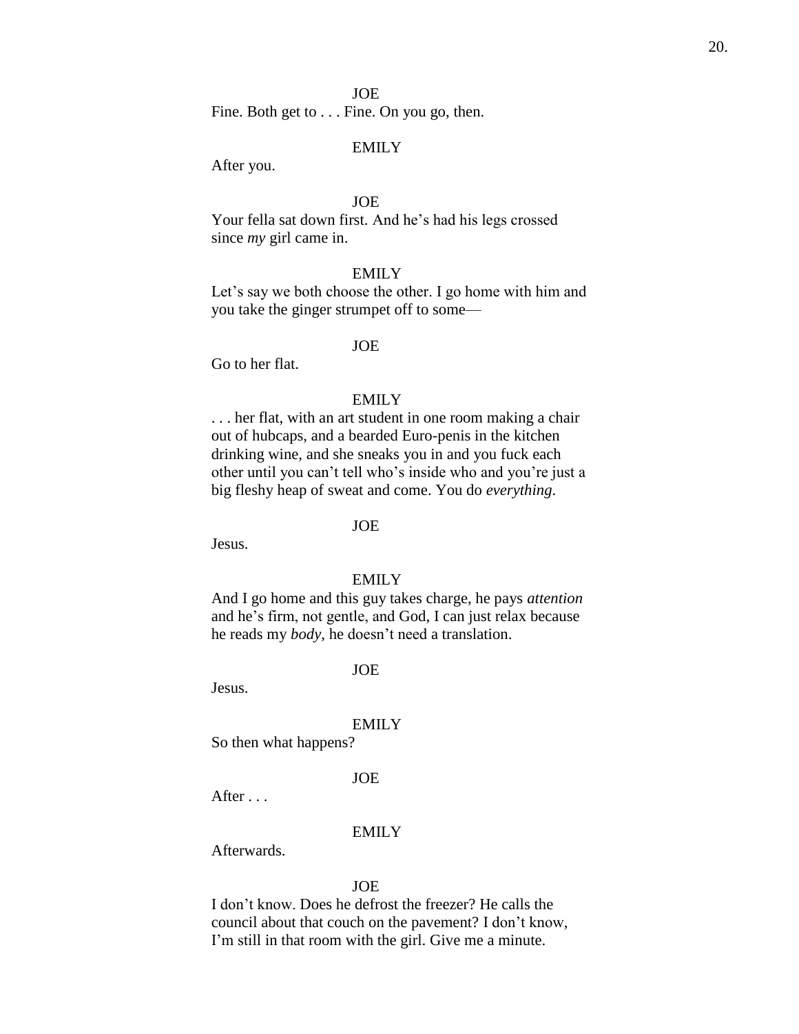JOE

Fine. Both get to . . . Fine. On you go, then.

EMILY

After you.

JOE

Your fella sat down first. And he's had his legs crossed since *my* girl came in.

EMILY

Let's say we both choose the other. I go home with him and you take the ginger strumpet off to some—

JOE

Go to her flat.

EMILY

. . . her flat, with an art student in one room making a chair out of hubcaps, and a bearded Euro-penis in the kitchen drinking wine, and she sneaks you in and you fuck each other until you can't tell who's inside who and you're just a big fleshy heap of sweat and come. You do *everything*.

JOE

Jesus.

EMILY

And I go home and this guy takes charge, he pays *attention* and he's firm, not gentle, and God, I can just relax because he reads my *body*, he doesn't need a translation.

JOE

Jesus.

EMILY

So then what happens?

JOE

After . . .

EMILY

Afterwards.

JOE

I don't know. Does he defrost the freezer? He calls the council about that couch on the pavement? I don't know, I'm still in that room with the girl. Give me a minute.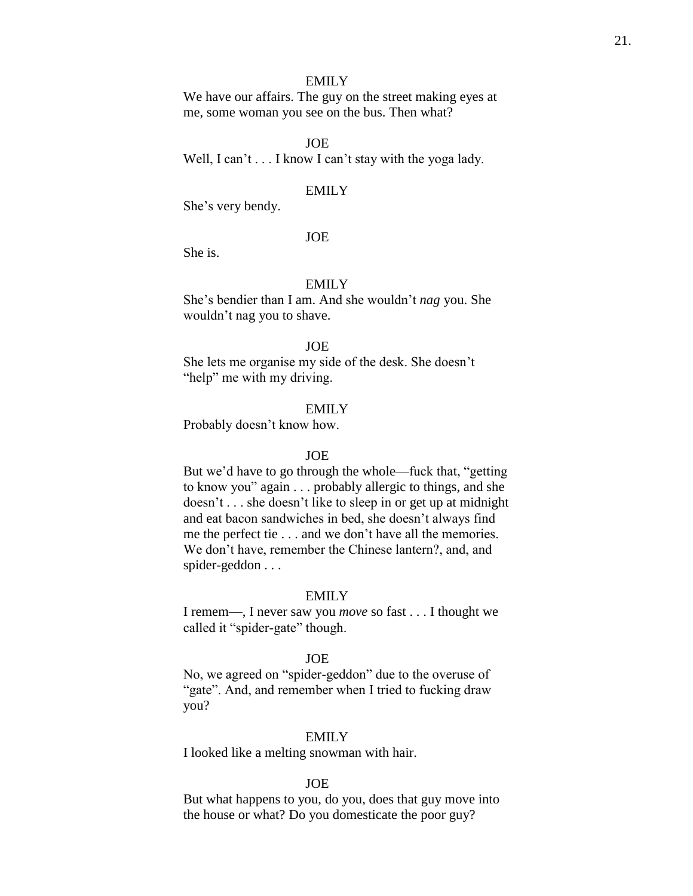EMILY

We have our affairs. The guy on the street making eyes at me, some woman you see on the bus. Then what?

JOE

Well, I can't . . . I know I can't stay with the yoga lady.

EMILY

She's very bendy.

JOE

She is.

EMILY

She's bendier than I am. And she wouldn't *nag* you. She wouldn't nag you to shave.

JOE

She lets me organise my side of the desk. She doesn't "help" me with my driving.

EMILY

Probably doesn't know how.

JOE

But we'd have to go through the whole—fuck that, "getting to know you" again . . . probably allergic to things, and she doesn't . . . she doesn't like to sleep in or get up at midnight and eat bacon sandwiches in bed, she doesn't always find me the perfect tie . . . and we don't have all the memories. We don't have, remember the Chinese lantern?, and, and spider-geddon . . .

EMILY

I remem—, I never saw you *move* so fast . . . I thought we called it "spider-gate" though.

JOE

No, we agreed on "spider-geddon" due to the overuse of "gate". And, and remember when I tried to fucking draw you?

EMILY

I looked like a melting snowman with hair.

JOE

But what happens to you, do you, does that guy move into the house or what? Do you domesticate the poor guy?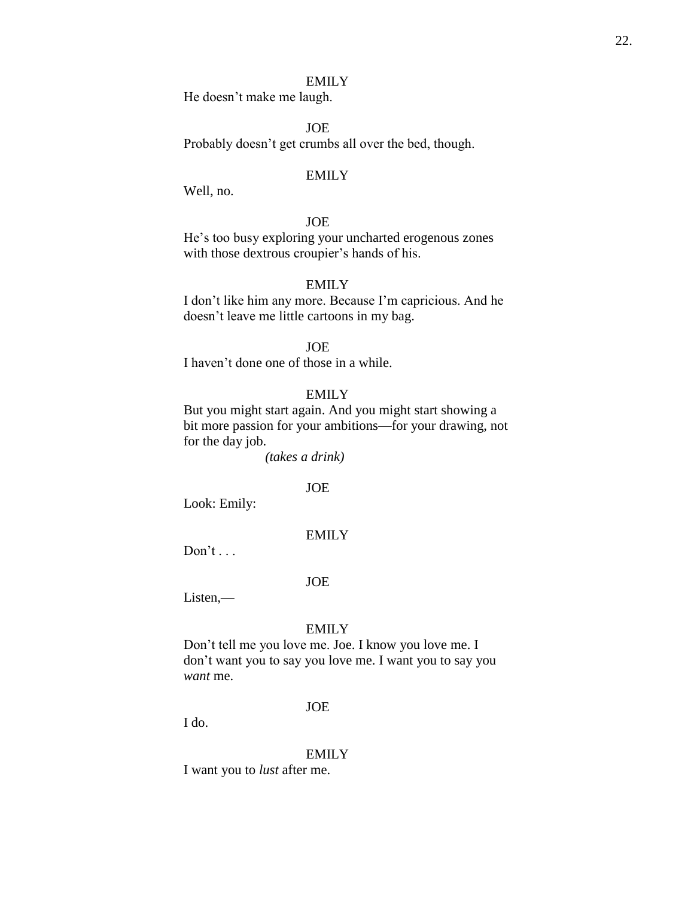EMILY

He doesn't make me laugh.

JOE

Probably doesn't get crumbs all over the bed, though.

EMILY

Well, no.

JOE

He's too busy exploring your uncharted erogenous zones with those dextrous croupier's hands of his.

EMILY

I don't like him any more. Because I'm capricious. And he doesn't leave me little cartoons in my bag.

JOE

I haven't done one of those in a while.

EMILY

But you might start again. And you might start showing a bit more passion for your ambitions—for your drawing, not for the day job.

*(takes a drink)*

JOE

Look: Emily:

EMILY

Don't . . .

JOE

Listen,—

EMILY

Don't tell me you love me. Joe. I know you love me. I don't want you to say you love me. I want you to say you *want* me.

JOE

I do.

EMILY

I want you to *lust* after me.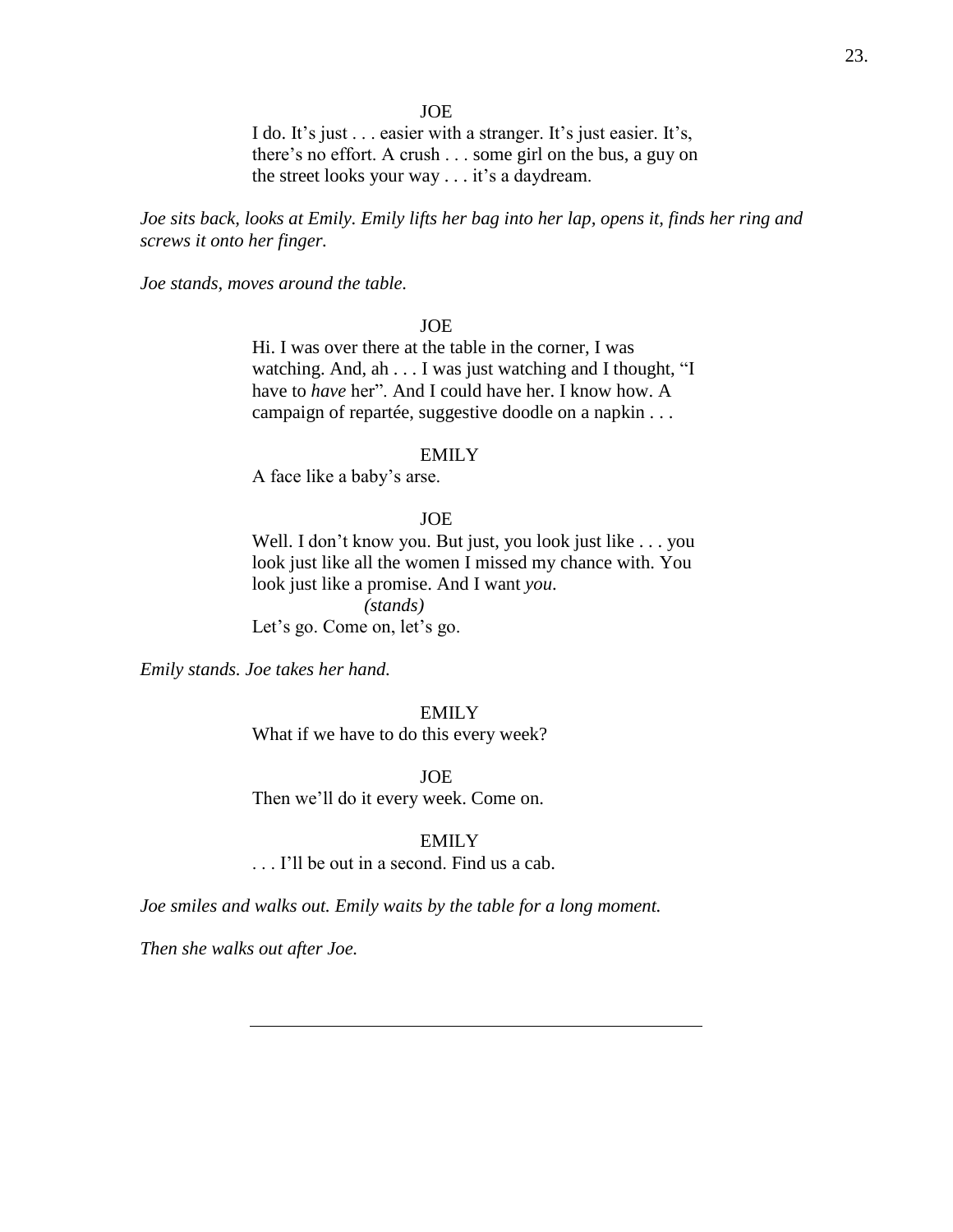JOE

I do. It's just . . . easier with a stranger. It's just easier. It's, there's no effort. A crush . . . some girl on the bus, a guy on the street looks your way . . . it's a daydream.

*Joe sits back, looks at Emily. Emily lifts her bag into her lap, opens it, finds her ring and screws it onto her finger.*

*Joe stands, moves around the table.*

JOE

Hi. I was over there at the table in the corner, I was watching. And, ah . . . I was just watching and I thought, "I have to *have* her". And I could have her. I know how. A campaign of repartée, suggestive doodle on a napkin . . .

EMILY

A face like a baby's arse.

JOE

Well. I don't know you. But just, you look just like . . . you look just like all the women I missed my chance with. You look just like a promise. And I want *you*.

*(stands)*

Let's go. Come on, let's go.

*Emily stands. Joe takes her hand.*

EMILY

What if we have to do this every week?

JOE

Then we'll do it every week. Come on.

EMILY

. . . I'll be out in a second. Find us a cab.

*Joe smiles and walks out. Emily waits by the table for a long moment.*

*Then she walks out after Joe.*

---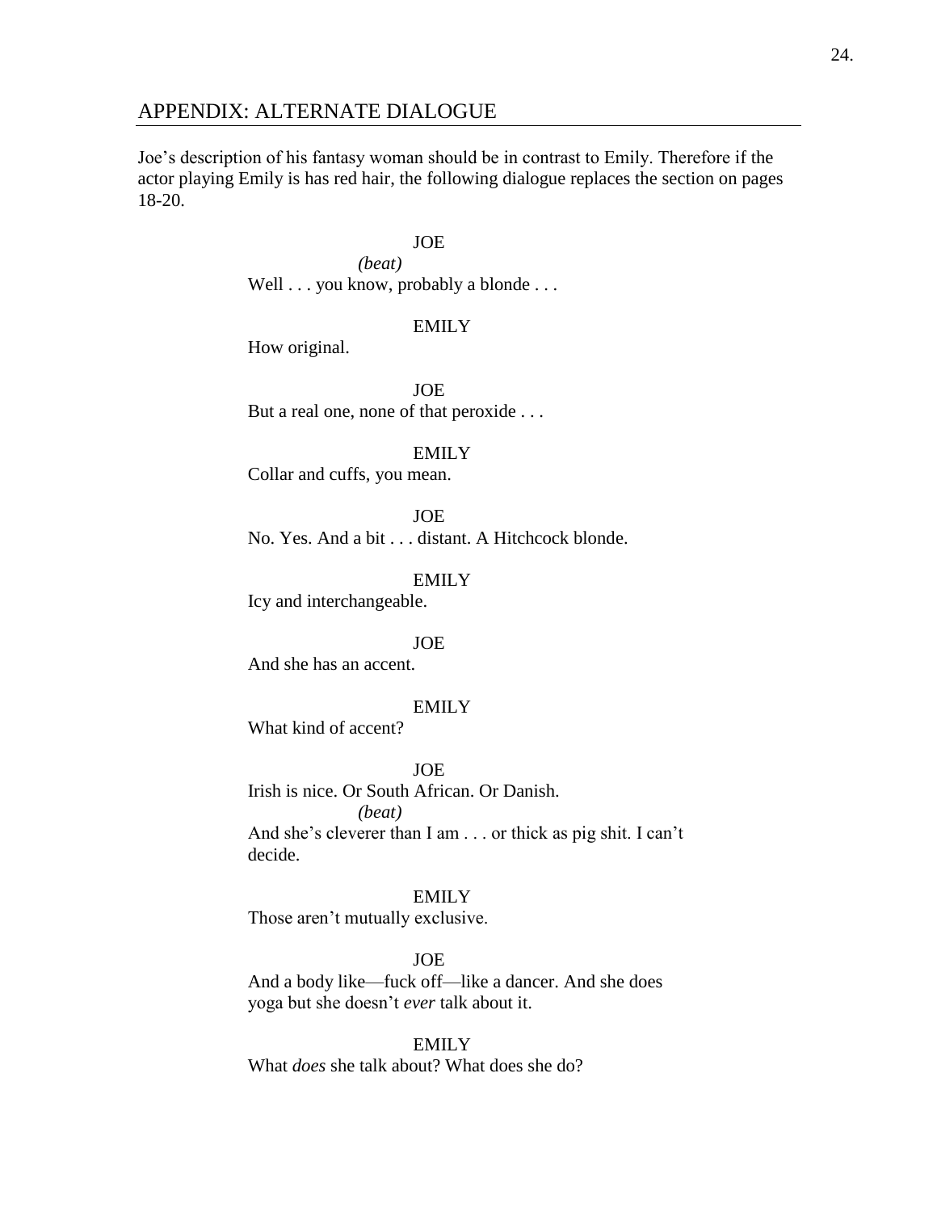## APPENDIX: ALTERNATE DIALOGUE

Joe's description of his fantasy woman should be in contrast to Emily. Therefore if the actor playing Emily is has red hair, the following dialogue replaces the section on pages 18-20.

JOE

*(beat)*

Well . . . you know, probably a blonde . . .

EMILY

How original.

JOE

But a real one, none of that peroxide . . .

EMILY

Collar and cuffs, you mean.

JOE

No. Yes. And a bit . . . distant. A Hitchcock blonde.

EMILY

Icy and interchangeable.

JOE

And she has an accent.

EMILY

What kind of accent?

JOE

Irish is nice. Or South African. Or Danish.

*(beat)*

And she's cleverer than I am . . . or thick as pig shit. I can't decide.

EMILY

Those aren't mutually exclusive.

JOE

And a body like—fuck off—like a dancer. And she does yoga but she doesn't *ever* talk about it.

EMILY

What *does* she talk about? What does she do?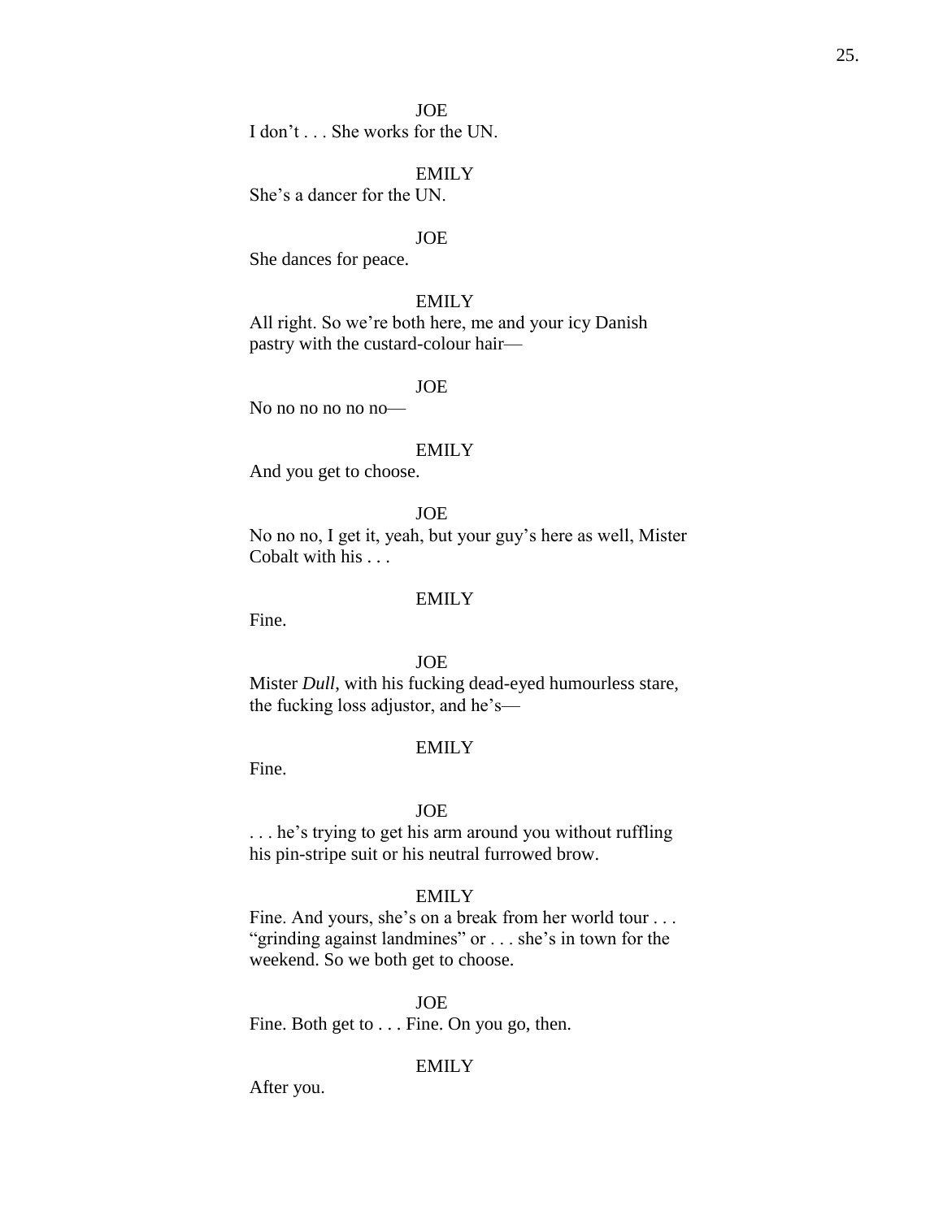JOE

I don't . . . She works for the UN.

EMILY

She's a dancer for the UN.

JOE

She dances for peace.

EMILY

All right. So we're both here, me and your icy Danish pastry with the custard-colour hair—

JOE

No no no no no no—

EMILY

And you get to choose.

JOE

No no no, I get it, yeah, but your guy's here as well, Mister Cobalt with his . . .

EMILY

Fine.

JOE

Mister *Dull*, with his fucking dead-eyed humourless stare, the fucking loss adjustor, and he's—

EMILY

Fine.

JOE

. . . he's trying to get his arm around you without ruffling his pin-stripe suit or his neutral furrowed brow.

EMILY

Fine. And yours, she's on a break from her world tour . . . "grinding against landmines" or . . . she's in town for the weekend. So we both get to choose.

JOE

Fine. Both get to . . . Fine. On you go, then.

EMILY

After you.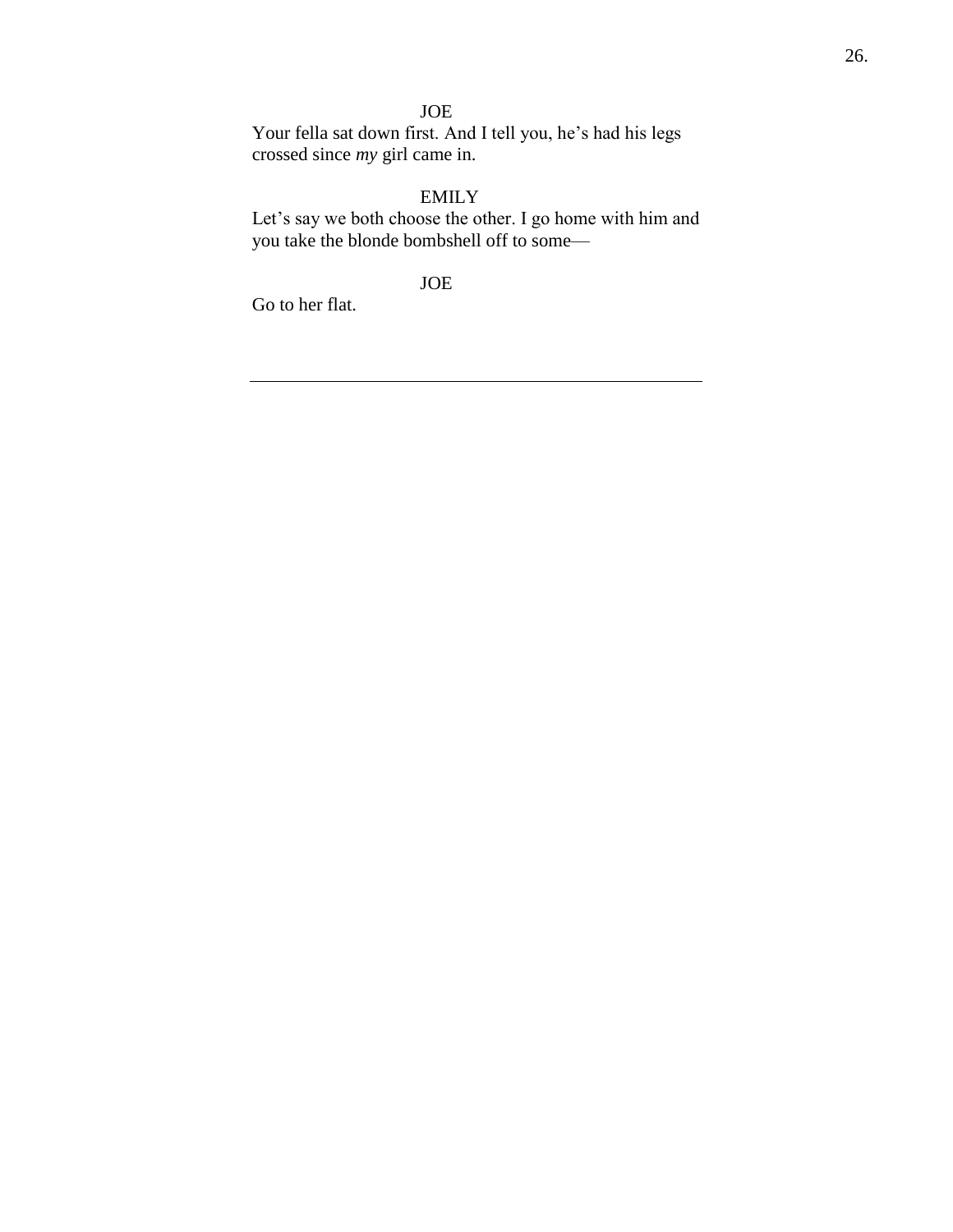JOE

Your fella sat down first. And I tell you, he's had his legs crossed since *my* girl came in.

EMILY

Let's say we both choose the other. I go home with him and you take the blonde bombshell off to some—

JOE

Go to her flat.

---